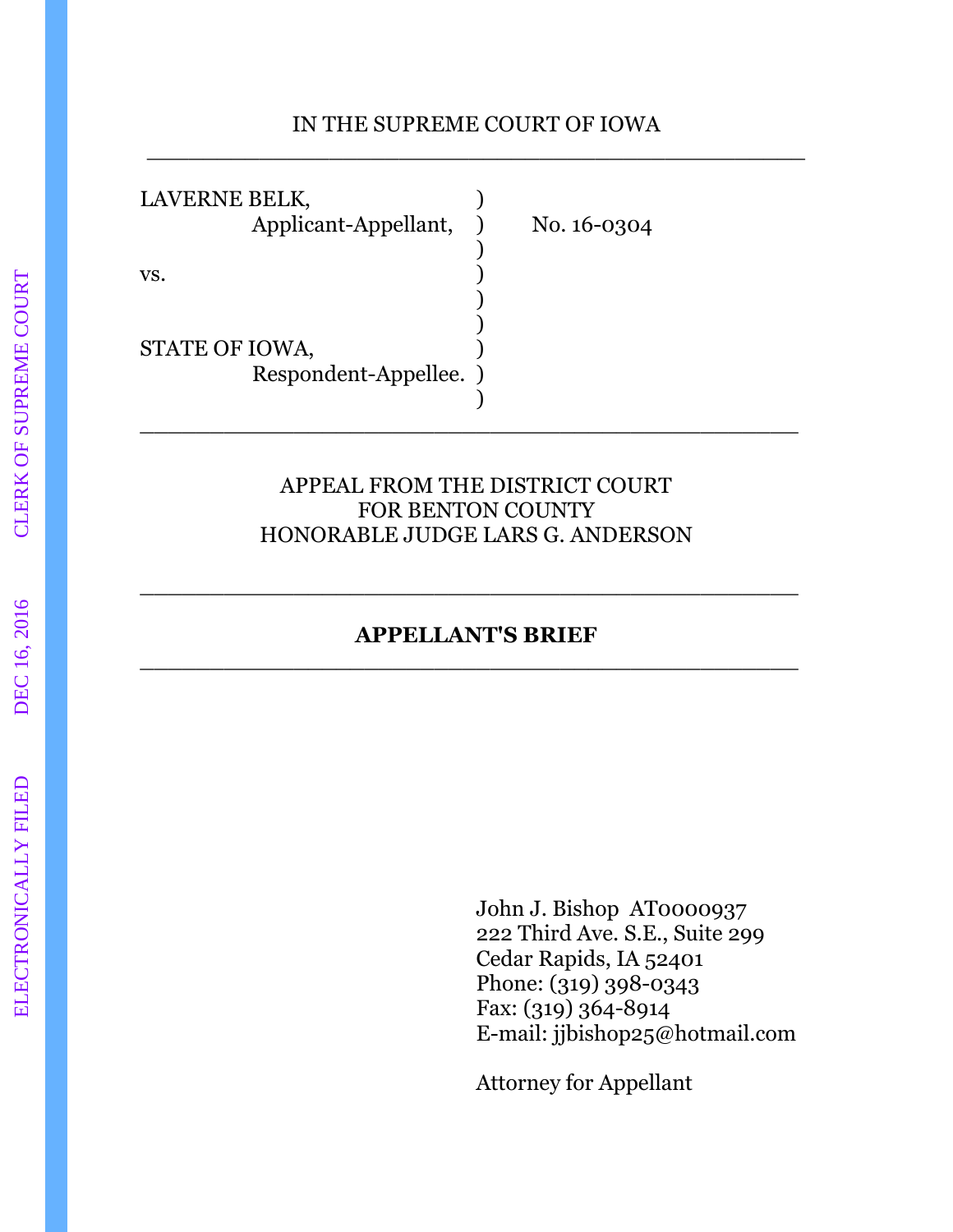IN THE SUPREME COURT OF IOWA

---

| | | |
|---|---|---|
| LAVERNE BELK, | ) | |
| Applicant-Appellant, | ) | No. 16-0304 |
| | ) | |
| vs. | ) | |
| | ) | |
| | ) | |
| STATE OF IOWA, | ) | |
| Respondent-Appellee. | ) | |
| | ) | |

---

APPEAL FROM THE DISTRICT COURT
FOR BENTON COUNTY
HONORABLE JUDGE LARS G. ANDERSON

---

**APPELLANT'S BRIEF**

---

John J. Bishop AT0000937
222 Third Ave. S.E., Suite 299
Cedar Rapids, IA 52401
Phone: (319) 398-0343
Fax: (319) 364-8914
E-mail: jjbishop25@hotmail.com

Attorney for Appellant

ELECTRONICALLY FILED DEC 16, 2016 CLERK OF SUPREME COURT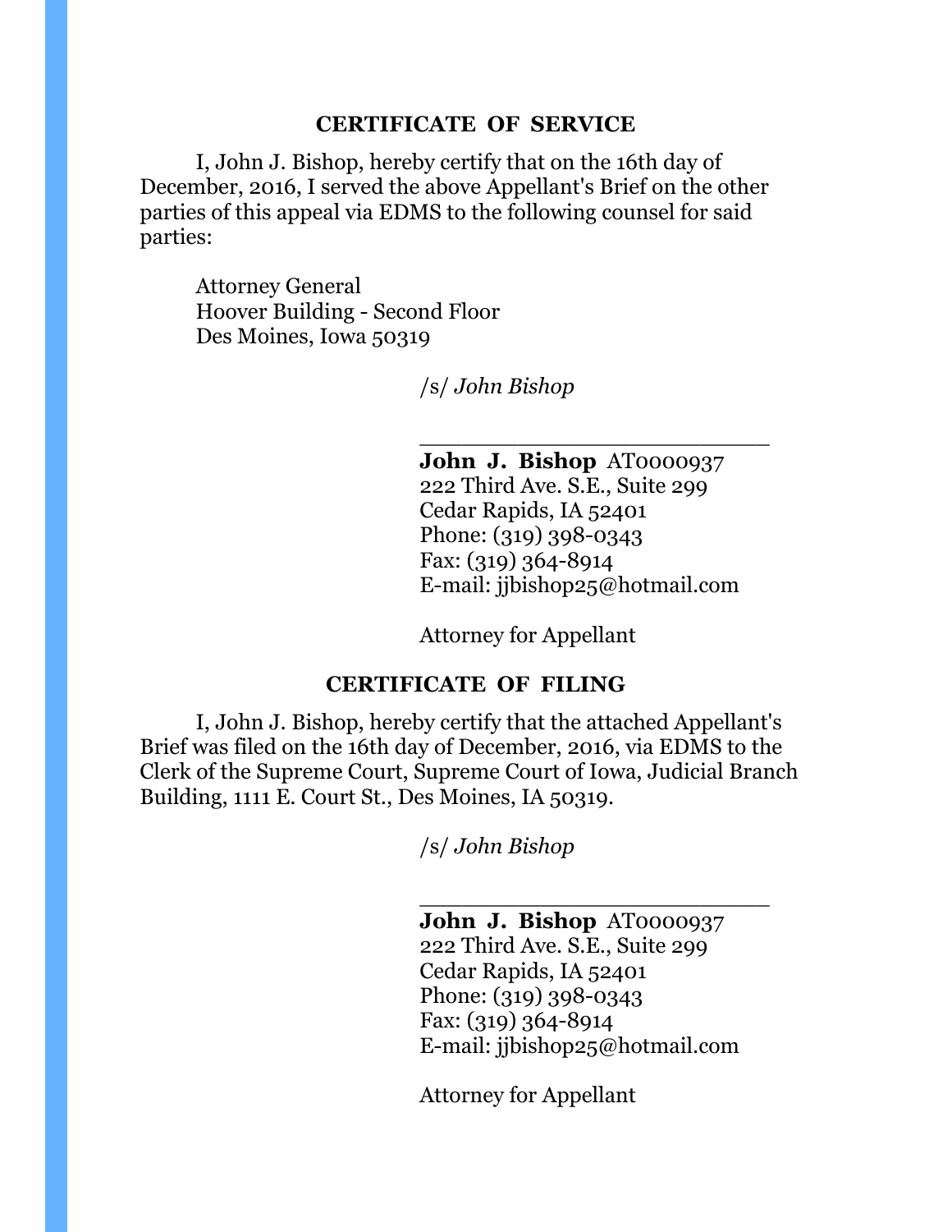## CERTIFICATE OF SERVICE

I, John J. Bishop, hereby certify that on the 16th day of December, 2016, I served the above Appellant's Brief on the other parties of this appeal via EDMS to the following counsel for said parties:

Attorney General
Hoover Building - Second Floor
Des Moines, Iowa 50319

/s/ *John Bishop*

\_\_\_\_\_\_\_\_\_\_\_\_\_\_\_\_\_\_\_\_\_\_\_\_\_\_\_\_

**John J. Bishop** AT0000937
222 Third Ave. S.E., Suite 299
Cedar Rapids, IA 52401
Phone: (319) 398-0343
Fax: (319) 364-8914
E-mail: jjbishop25@hotmail.com

Attorney for Appellant

## CERTIFICATE OF FILING

I, John J. Bishop, hereby certify that the attached Appellant's Brief was filed on the 16th day of December, 2016, via EDMS to the Clerk of the Supreme Court, Supreme Court of Iowa, Judicial Branch Building, 1111 E. Court St., Des Moines, IA 50319.

/s/ *John Bishop*

\_\_\_\_\_\_\_\_\_\_\_\_\_\_\_\_\_\_\_\_\_\_\_\_\_\_\_\_

**John J. Bishop** AT0000937
222 Third Ave. S.E., Suite 299
Cedar Rapids, IA 52401
Phone: (319) 398-0343
Fax: (319) 364-8914
E-mail: jjbishop25@hotmail.com

Attorney for Appellant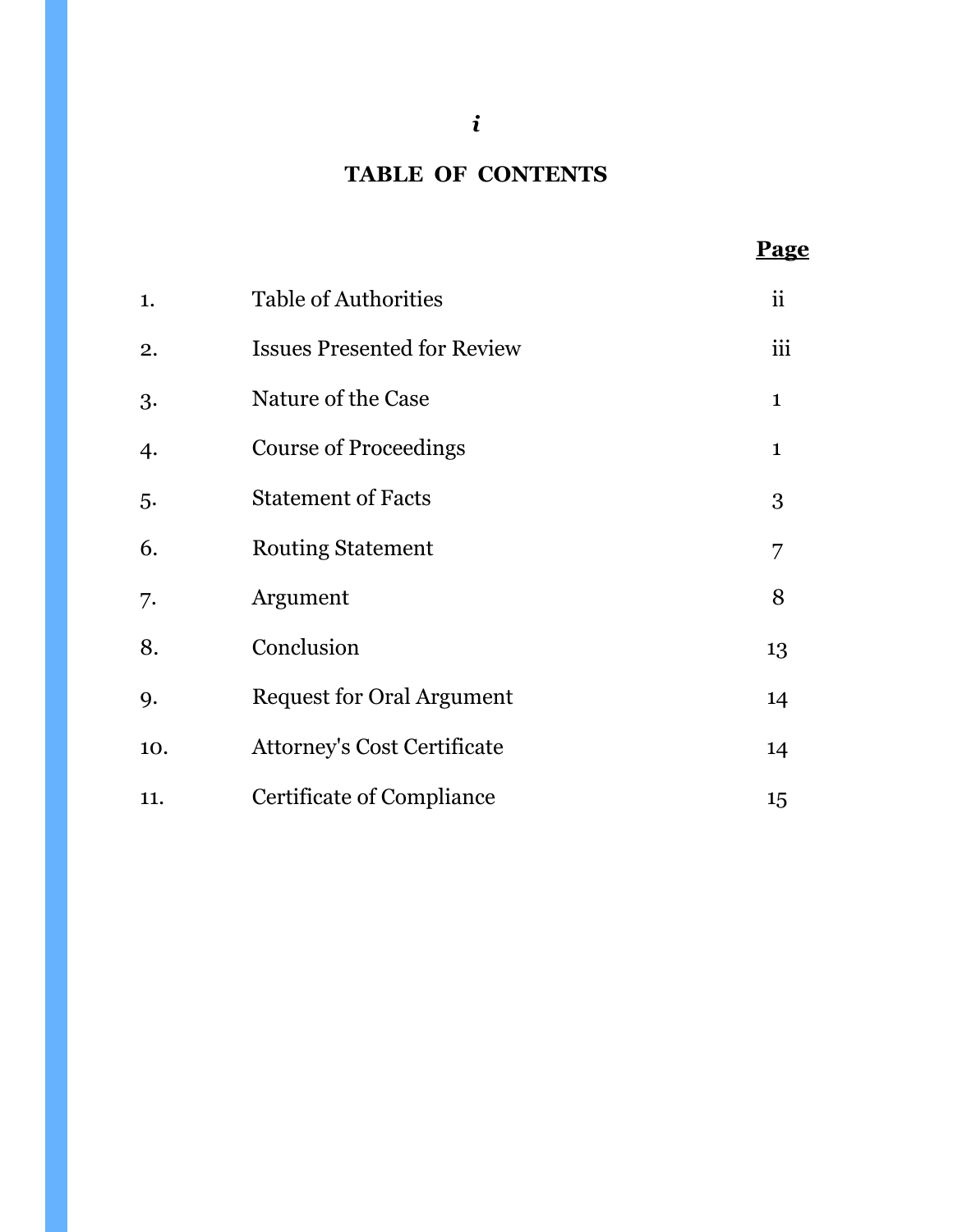# TABLE OF CONTENTS

| | | Page |
|---|---|---|
| 1. | Table of Authorities | ii |
| 2. | Issues Presented for Review | iii |
| 3. | Nature of the Case | 1 |
| 4. | Course of Proceedings | 1 |
| 5. | Statement of Facts | 3 |
| 6. | Routing Statement | 7 |
| 7. | Argument | 8 |
| 8. | Conclusion | 13 |
| 9. | Request for Oral Argument | 14 |
| 10. | Attorney's Cost Certificate | 14 |
| 11. | Certificate of Compliance | 15 |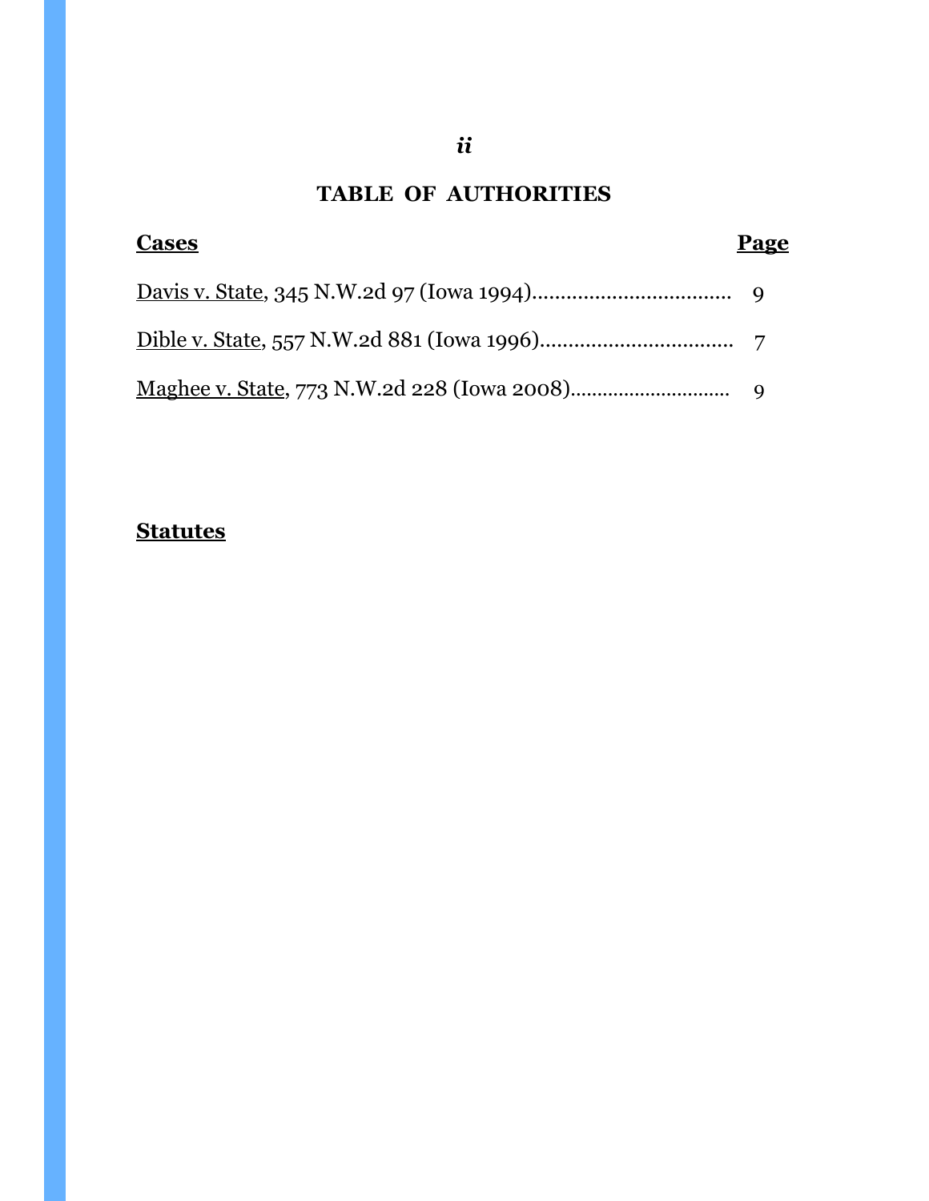# TABLE OF AUTHORITIES

| **Cases** | **Page** |
| --- | --- |
| Davis v. State, 345 N.W.2d 97 (Iowa 1994) | 9 |
| Dible v. State, 557 N.W.2d 881 (Iowa 1996) | 7 |
| Maghee v. State, 773 N.W.2d 228 (Iowa 2008) | 9 |

**Statutes**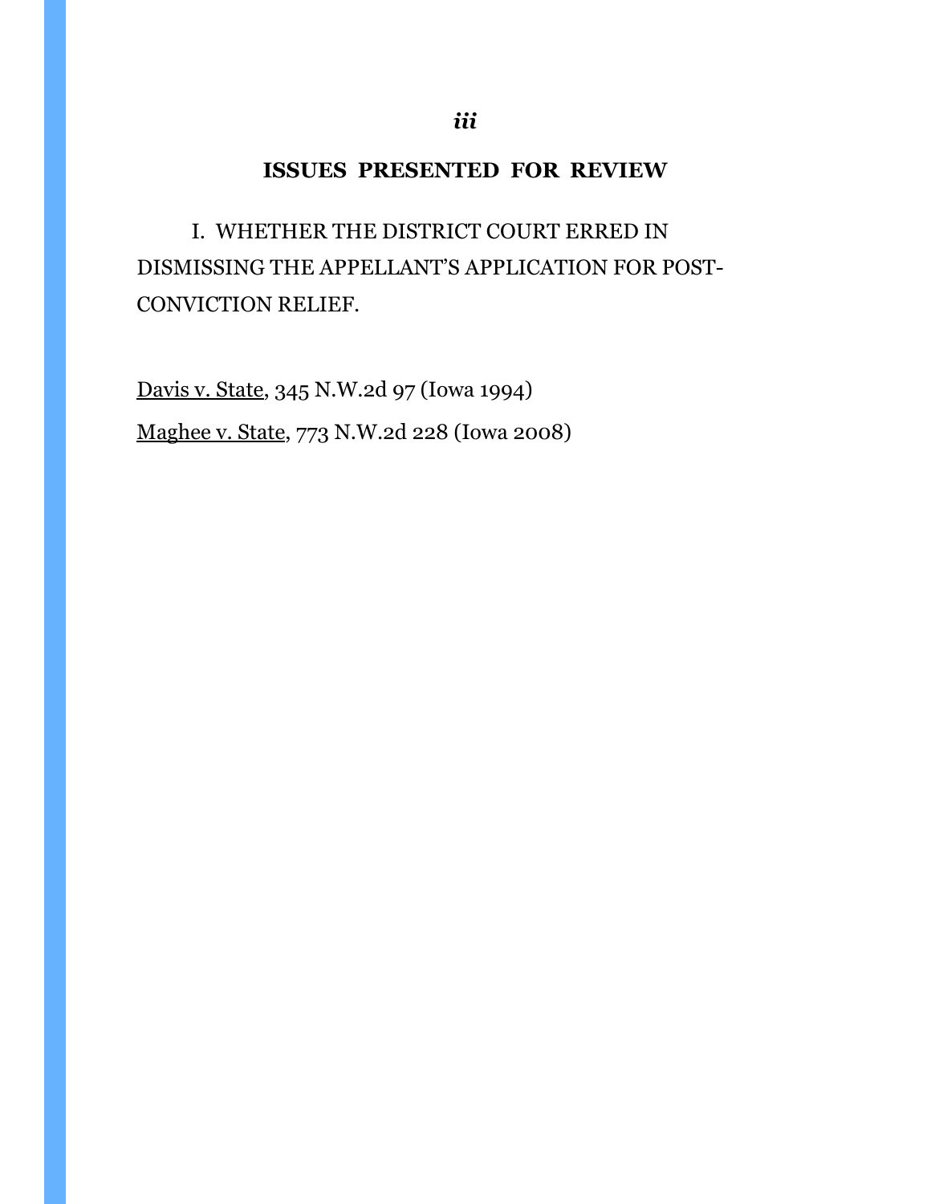## ISSUES PRESENTED FOR REVIEW

I. WHETHER THE DISTRICT COURT ERRED IN DISMISSING THE APPELLANT'S APPLICATION FOR POST-CONVICTION RELIEF.

Davis v. State, 345 N.W.2d 97 (Iowa 1994)

Maghee v. State, 773 N.W.2d 228 (Iowa 2008)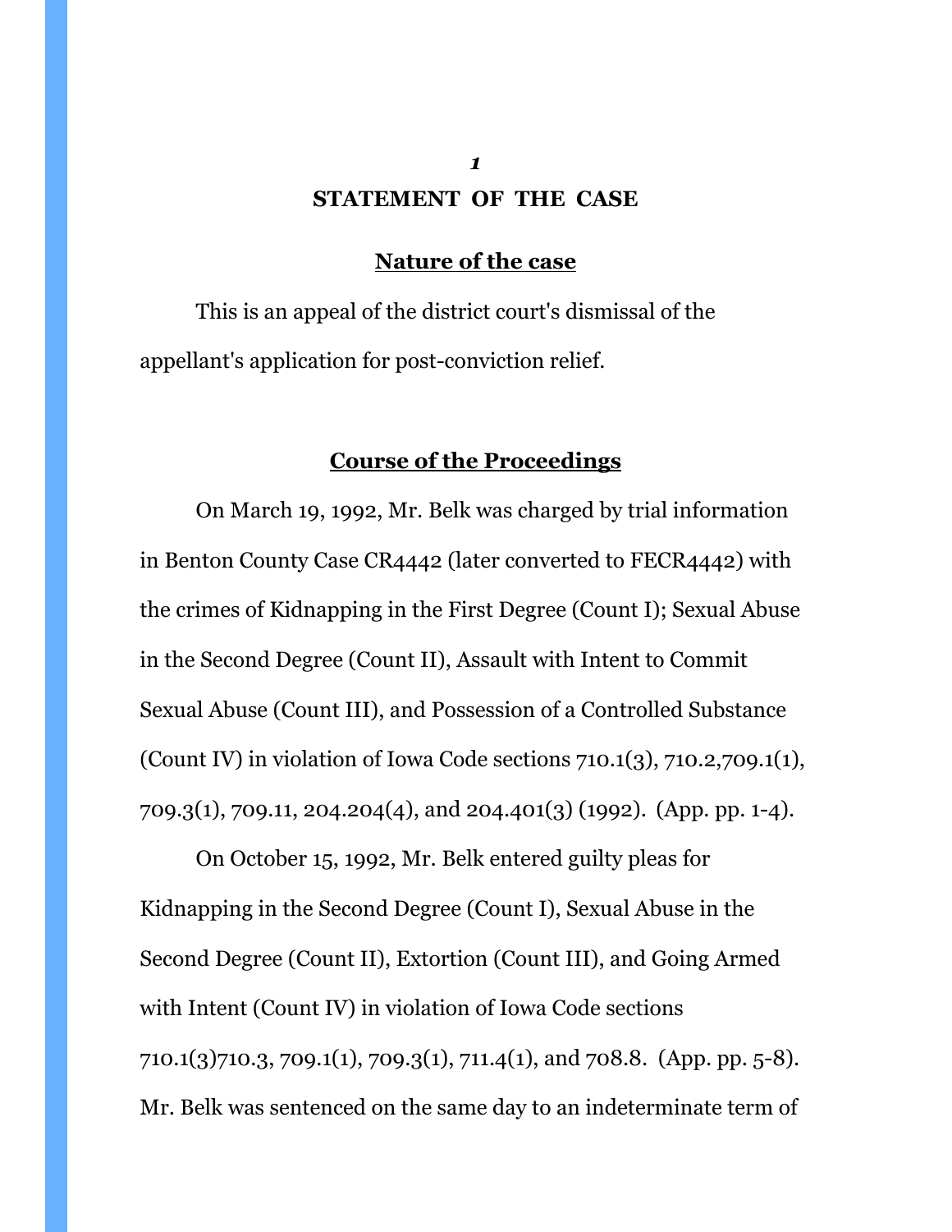## STATEMENT OF THE CASE

### Nature of the case

This is an appeal of the district court's dismissal of the appellant's application for post-conviction relief.

### Course of the Proceedings

On March 19, 1992, Mr. Belk was charged by trial information in Benton County Case CR4442 (later converted to FECR4442) with the crimes of Kidnapping in the First Degree (Count I); Sexual Abuse in the Second Degree (Count II), Assault with Intent to Commit Sexual Abuse (Count III), and Possession of a Controlled Substance (Count IV) in violation of Iowa Code sections 710.1(3), 710.2,709.1(1), 709.3(1), 709.11, 204.204(4), and 204.401(3) (1992). (App. pp. 1-4).

On October 15, 1992, Mr. Belk entered guilty pleas for Kidnapping in the Second Degree (Count I), Sexual Abuse in the Second Degree (Count II), Extortion (Count III), and Going Armed with Intent (Count IV) in violation of Iowa Code sections 710.1(3)710.3, 709.1(1), 709.3(1), 711.4(1), and 708.8. (App. pp. 5-8). Mr. Belk was sentenced on the same day to an indeterminate term of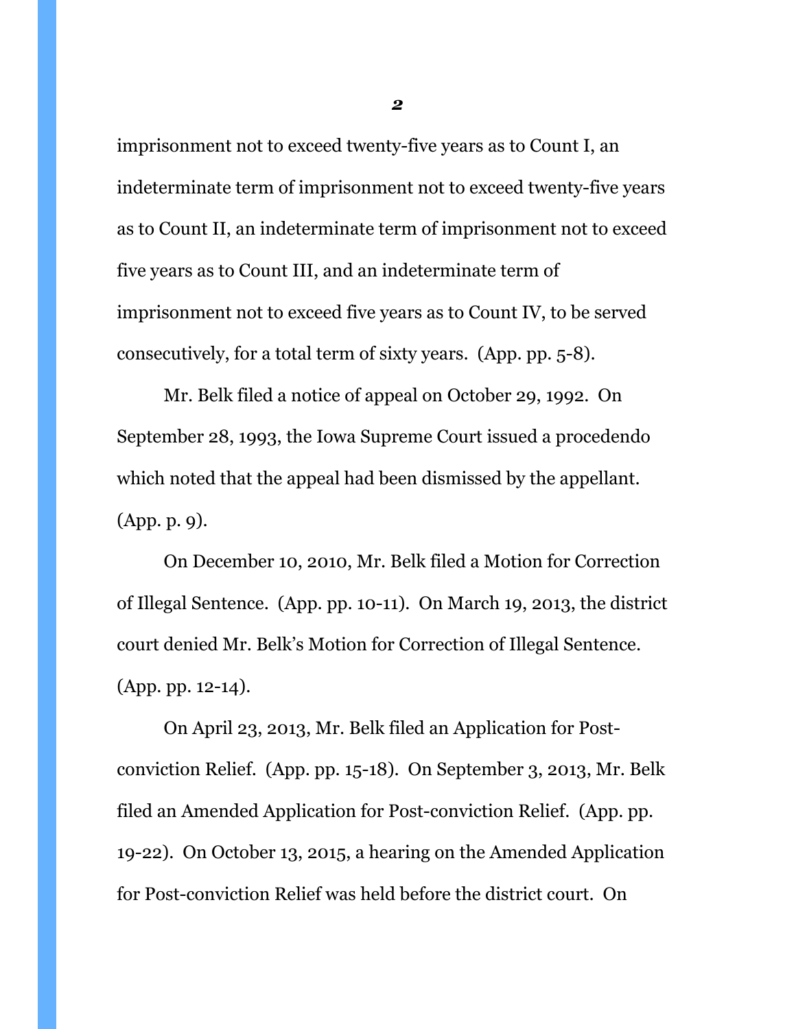imprisonment not to exceed twenty-five years as to Count I, an indeterminate term of imprisonment not to exceed twenty-five years as to Count II, an indeterminate term of imprisonment not to exceed five years as to Count III, and an indeterminate term of imprisonment not to exceed five years as to Count IV, to be served consecutively, for a total term of sixty years. (App. pp. 5-8).

Mr. Belk filed a notice of appeal on October 29, 1992. On September 28, 1993, the Iowa Supreme Court issued a procedendo which noted that the appeal had been dismissed by the appellant. (App. p. 9).

On December 10, 2010, Mr. Belk filed a Motion for Correction of Illegal Sentence. (App. pp. 10-11). On March 19, 2013, the district court denied Mr. Belk's Motion for Correction of Illegal Sentence. (App. pp. 12-14).

On April 23, 2013, Mr. Belk filed an Application for Post-conviction Relief. (App. pp. 15-18). On September 3, 2013, Mr. Belk filed an Amended Application for Post-conviction Relief. (App. pp. 19-22). On October 13, 2015, a hearing on the Amended Application for Post-conviction Relief was held before the district court. On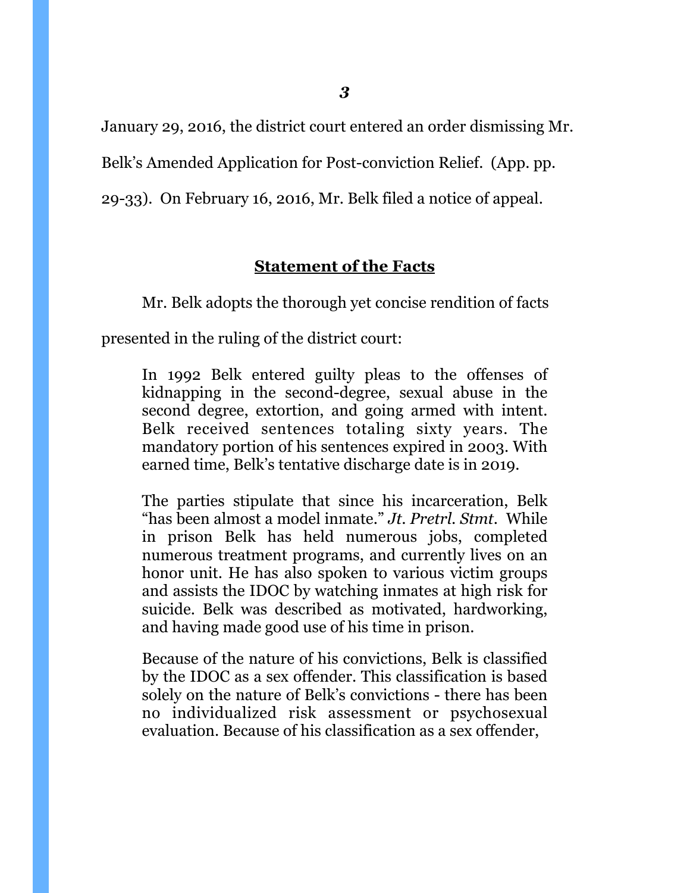January 29, 2016, the district court entered an order dismissing Mr. Belk's Amended Application for Post-conviction Relief. (App. pp. 29-33). On February 16, 2016, Mr. Belk filed a notice of appeal.

## Statement of the Facts

Mr. Belk adopts the thorough yet concise rendition of facts presented in the ruling of the district court:

> In 1992 Belk entered guilty pleas to the offenses of kidnapping in the second-degree, sexual abuse in the second degree, extortion, and going armed with intent. Belk received sentences totaling sixty years. The mandatory portion of his sentences expired in 2003. With earned time, Belk's tentative discharge date is in 2019.
>
> The parties stipulate that since his incarceration, Belk "has been almost a model inmate." *Jt. Pretrl. Stmt*. While in prison Belk has held numerous jobs, completed numerous treatment programs, and currently lives on an honor unit. He has also spoken to various victim groups and assists the IDOC by watching inmates at high risk for suicide. Belk was described as motivated, hardworking, and having made good use of his time in prison.
>
> Because of the nature of his convictions, Belk is classified by the IDOC as a sex offender. This classification is based solely on the nature of Belk's convictions - there has been no individualized risk assessment or psychosexual evaluation. Because of his classification as a sex offender,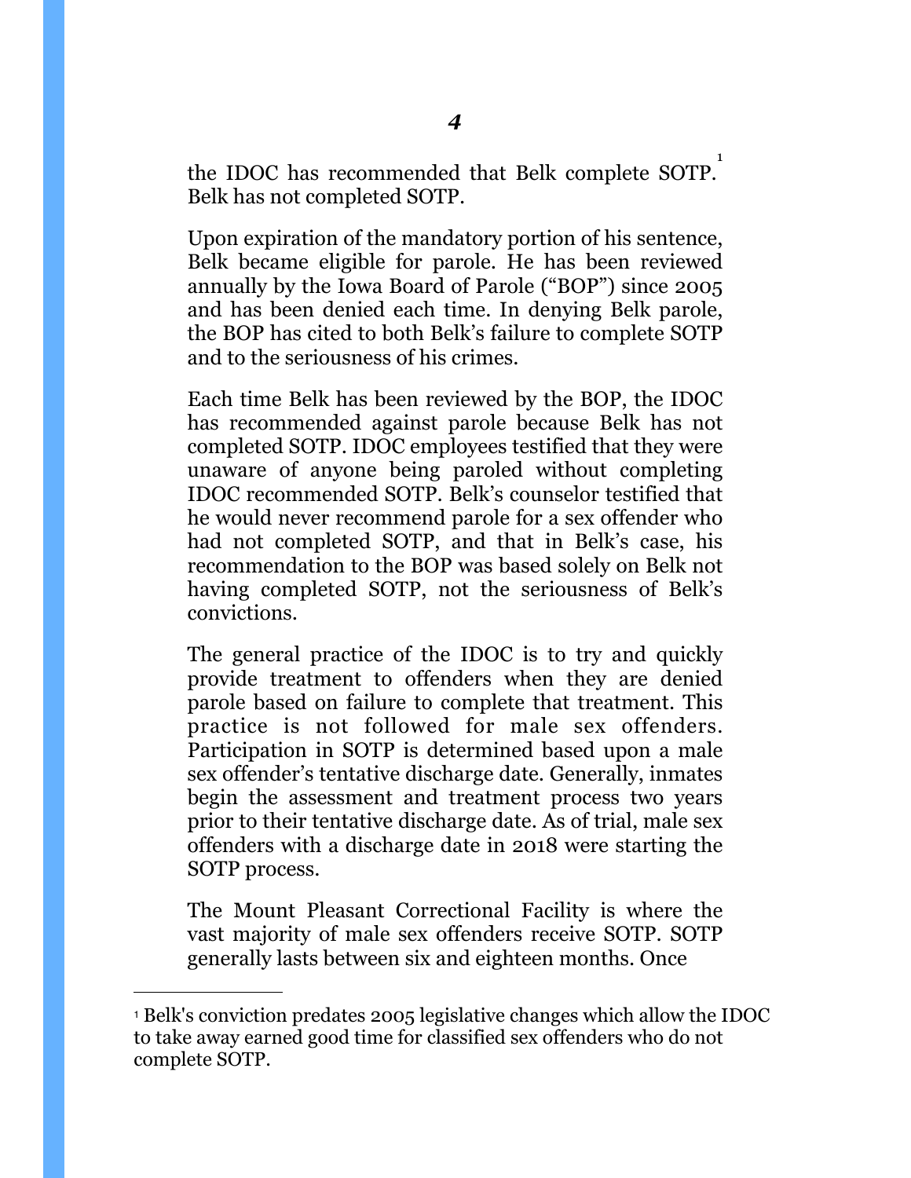the IDOC has recommended that Belk complete SOTP.[1] Belk has not completed SOTP.

Upon expiration of the mandatory portion of his sentence, Belk became eligible for parole. He has been reviewed annually by the Iowa Board of Parole ("BOP") since 2005 and has been denied each time. In denying Belk parole, the BOP has cited to both Belk's failure to complete SOTP and to the seriousness of his crimes.

Each time Belk has been reviewed by the BOP, the IDOC has recommended against parole because Belk has not completed SOTP. IDOC employees testified that they were unaware of anyone being paroled without completing IDOC recommended SOTP. Belk's counselor testified that he would never recommend parole for a sex offender who had not completed SOTP, and that in Belk's case, his recommendation to the BOP was based solely on Belk not having completed SOTP, not the seriousness of Belk's convictions.

The general practice of the IDOC is to try and quickly provide treatment to offenders when they are denied parole based on failure to complete that treatment. This practice is not followed for male sex offenders. Participation in SOTP is determined based upon a male sex offender's tentative discharge date. Generally, inmates begin the assessment and treatment process two years prior to their tentative discharge date. As of trial, male sex offenders with a discharge date in 2018 were starting the SOTP process.

The Mount Pleasant Correctional Facility is where the vast majority of male sex offenders receive SOTP. SOTP generally lasts between six and eighteen months. Once

---

[1] Belk's conviction predates 2005 legislative changes which allow the IDOC to take away earned good time for classified sex offenders who do not complete SOTP.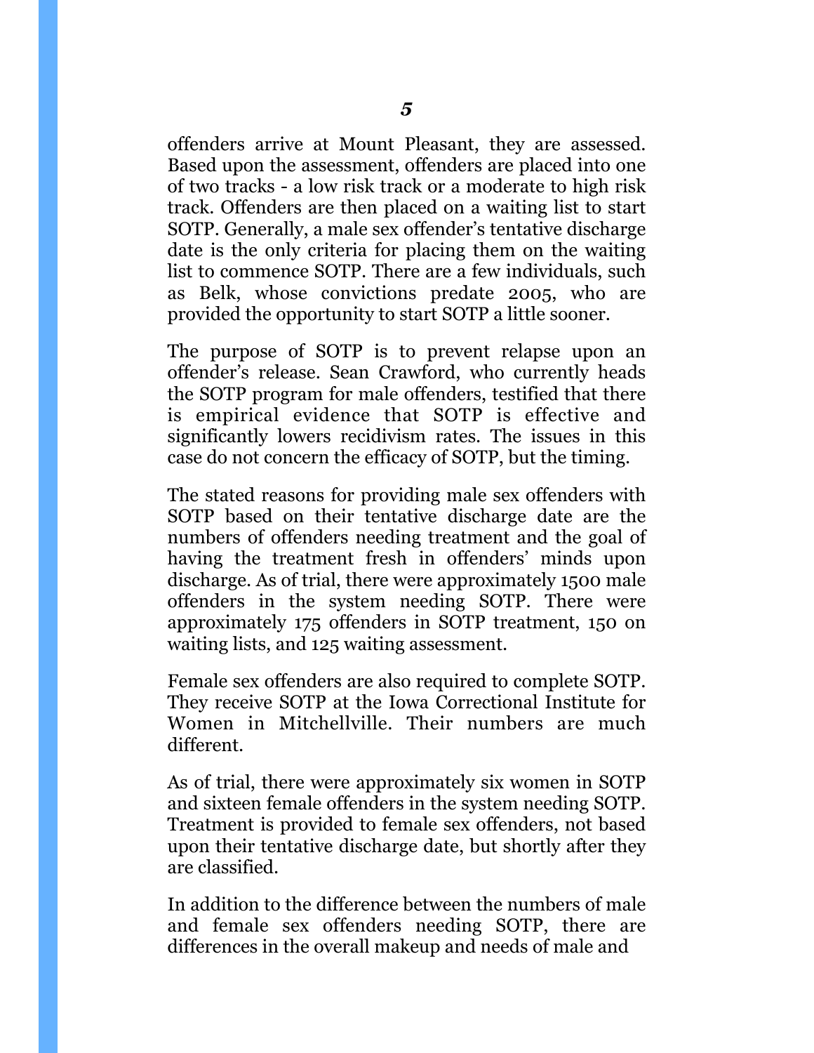offenders arrive at Mount Pleasant, they are assessed. Based upon the assessment, offenders are placed into one of two tracks - a low risk track or a moderate to high risk track. Offenders are then placed on a waiting list to start SOTP. Generally, a male sex offender's tentative discharge date is the only criteria for placing them on the waiting list to commence SOTP. There are a few individuals, such as Belk, whose convictions predate 2005, who are provided the opportunity to start SOTP a little sooner.

The purpose of SOTP is to prevent relapse upon an offender's release. Sean Crawford, who currently heads the SOTP program for male offenders, testified that there is empirical evidence that SOTP is effective and significantly lowers recidivism rates. The issues in this case do not concern the efficacy of SOTP, but the timing.

The stated reasons for providing male sex offenders with SOTP based on their tentative discharge date are the numbers of offenders needing treatment and the goal of having the treatment fresh in offenders' minds upon discharge. As of trial, there were approximately 1500 male offenders in the system needing SOTP. There were approximately 175 offenders in SOTP treatment, 150 on waiting lists, and 125 waiting assessment.

Female sex offenders are also required to complete SOTP. They receive SOTP at the Iowa Correctional Institute for Women in Mitchellville. Their numbers are much different.

As of trial, there were approximately six women in SOTP and sixteen female offenders in the system needing SOTP. Treatment is provided to female sex offenders, not based upon their tentative discharge date, but shortly after they are classified.

In addition to the difference between the numbers of male and female sex offenders needing SOTP, there are differences in the overall makeup and needs of male and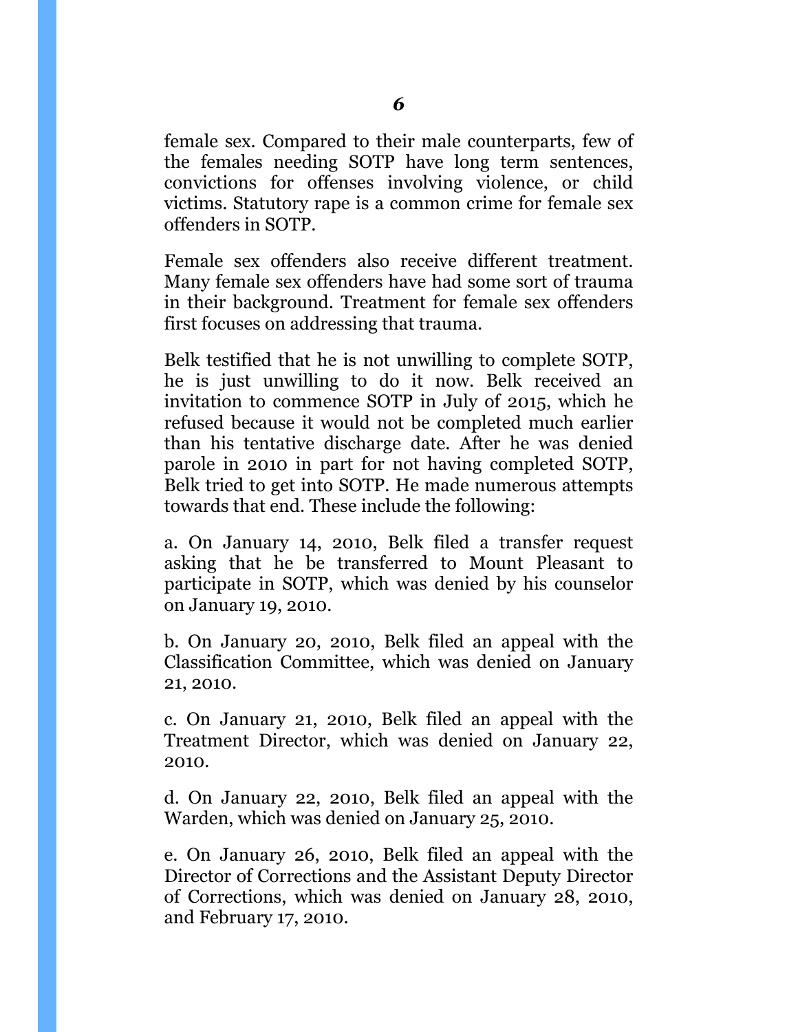female sex. Compared to their male counterparts, few of the females needing SOTP have long term sentences, convictions for offenses involving violence, or child victims. Statutory rape is a common crime for female sex offenders in SOTP.

Female sex offenders also receive different treatment. Many female sex offenders have had some sort of trauma in their background. Treatment for female sex offenders first focuses on addressing that trauma.

Belk testified that he is not unwilling to complete SOTP, he is just unwilling to do it now. Belk received an invitation to commence SOTP in July of 2015, which he refused because it would not be completed much earlier than his tentative discharge date. After he was denied parole in 2010 in part for not having completed SOTP, Belk tried to get into SOTP. He made numerous attempts towards that end. These include the following:

a. On January 14, 2010, Belk filed a transfer request asking that he be transferred to Mount Pleasant to participate in SOTP, which was denied by his counselor on January 19, 2010.

b. On January 20, 2010, Belk filed an appeal with the Classification Committee, which was denied on January 21, 2010.

c. On January 21, 2010, Belk filed an appeal with the Treatment Director, which was denied on January 22, 2010.

d. On January 22, 2010, Belk filed an appeal with the Warden, which was denied on January 25, 2010.

e. On January 26, 2010, Belk filed an appeal with the Director of Corrections and the Assistant Deputy Director of Corrections, which was denied on January 28, 2010, and February 17, 2010.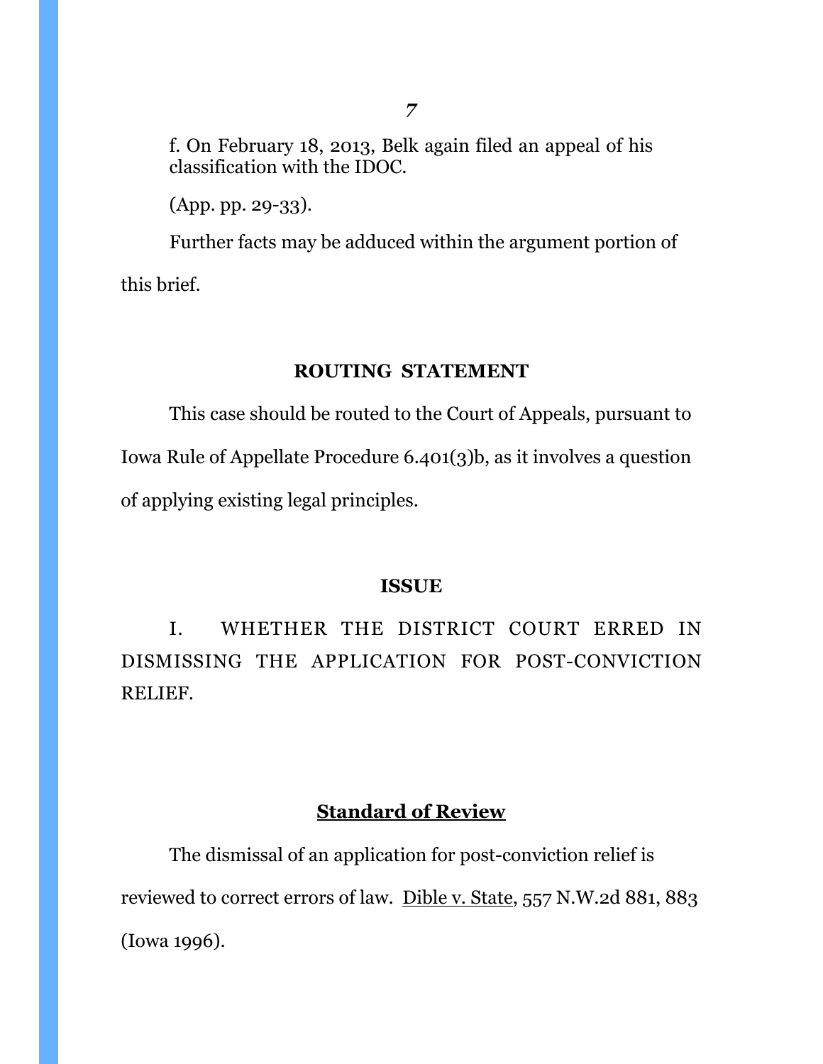f. On February 18, 2013, Belk again filed an appeal of his classification with the IDOC.

(App. pp. 29-33).

Further facts may be adduced within the argument portion of this brief.

## ROUTING STATEMENT

This case should be routed to the Court of Appeals, pursuant to Iowa Rule of Appellate Procedure 6.401(3)b, as it involves a question of applying existing legal principles.

## ISSUE

I. WHETHER THE DISTRICT COURT ERRED IN DISMISSING THE APPLICATION FOR POST-CONVICTION RELIEF.

### Standard of Review

The dismissal of an application for post-conviction relief is reviewed to correct errors of law. Dible v. State, 557 N.W.2d 881, 883 (Iowa 1996).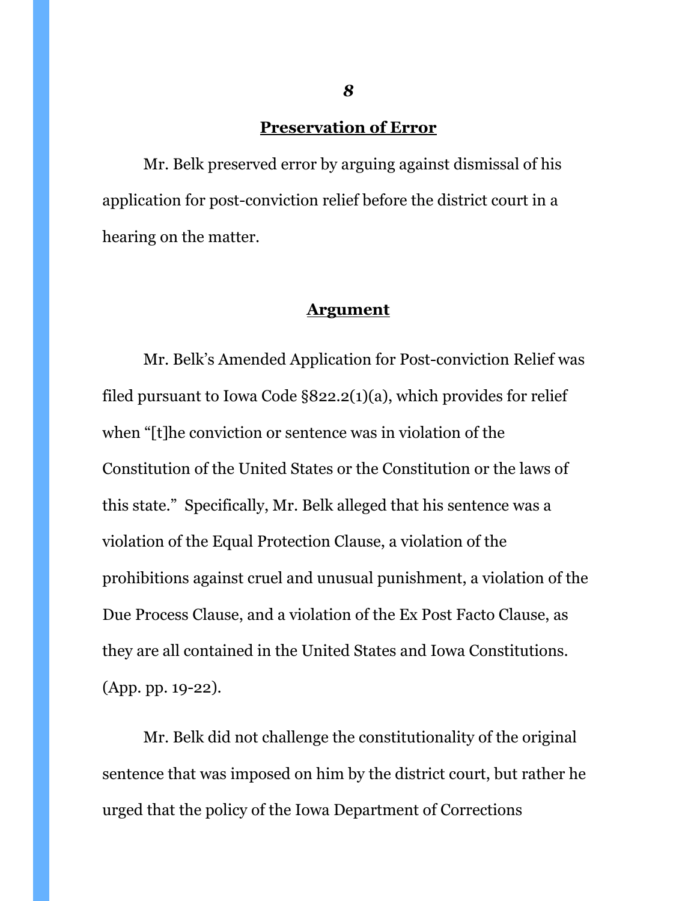## Preservation of Error

Mr. Belk preserved error by arguing against dismissal of his application for post-conviction relief before the district court in a hearing on the matter.

## Argument

Mr. Belk's Amended Application for Post-conviction Relief was filed pursuant to Iowa Code §822.2(1)(a), which provides for relief when "[t]he conviction or sentence was in violation of the Constitution of the United States or the Constitution or the laws of this state." Specifically, Mr. Belk alleged that his sentence was a violation of the Equal Protection Clause, a violation of the prohibitions against cruel and unusual punishment, a violation of the Due Process Clause, and a violation of the Ex Post Facto Clause, as they are all contained in the United States and Iowa Constitutions. (App. pp. 19-22).

Mr. Belk did not challenge the constitutionality of the original sentence that was imposed on him by the district court, but rather he urged that the policy of the Iowa Department of Corrections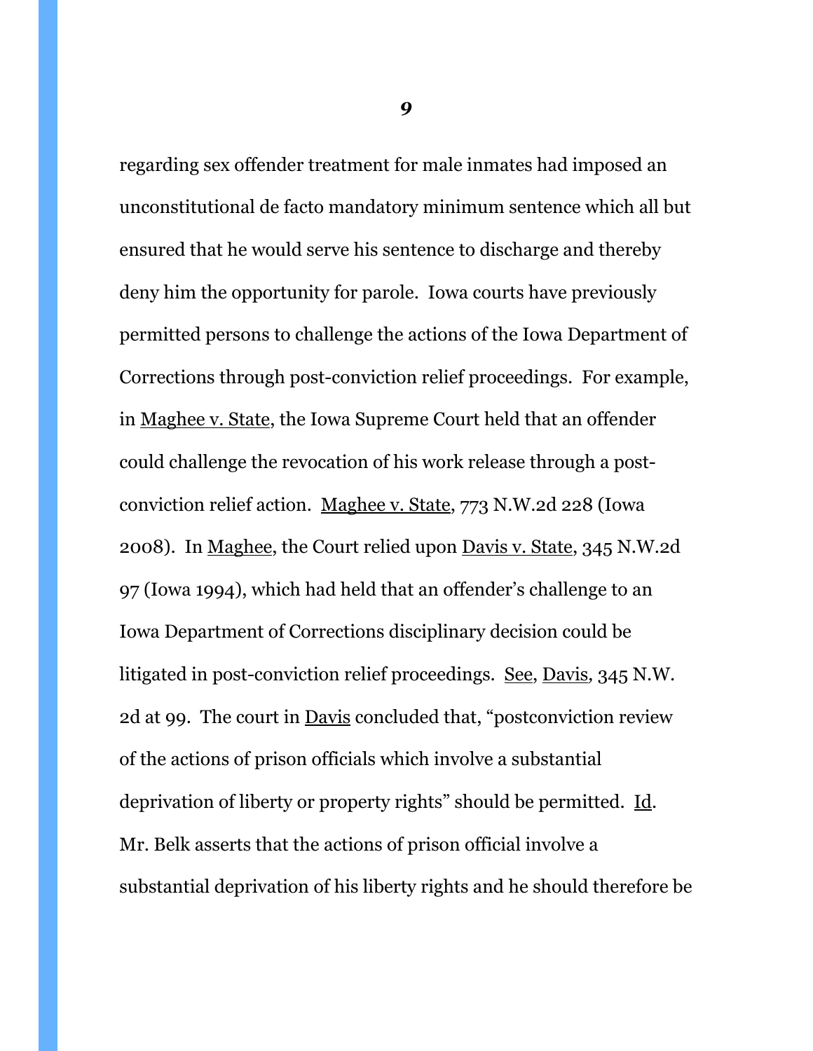regarding sex offender treatment for male inmates had imposed an unconstitutional de facto mandatory minimum sentence which all but ensured that he would serve his sentence to discharge and thereby deny him the opportunity for parole. Iowa courts have previously permitted persons to challenge the actions of the Iowa Department of Corrections through post-conviction relief proceedings. For example, in Maghee v. State, the Iowa Supreme Court held that an offender could challenge the revocation of his work release through a post-conviction relief action. Maghee v. State, 773 N.W.2d 228 (Iowa 2008). In Maghee, the Court relied upon Davis v. State, 345 N.W.2d 97 (Iowa 1994), which had held that an offender's challenge to an Iowa Department of Corrections disciplinary decision could be litigated in post-conviction relief proceedings. See, Davis, 345 N.W. 2d at 99. The court in Davis concluded that, "postconviction review of the actions of prison officials which involve a substantial deprivation of liberty or property rights" should be permitted. Id. Mr. Belk asserts that the actions of prison official involve a substantial deprivation of his liberty rights and he should therefore be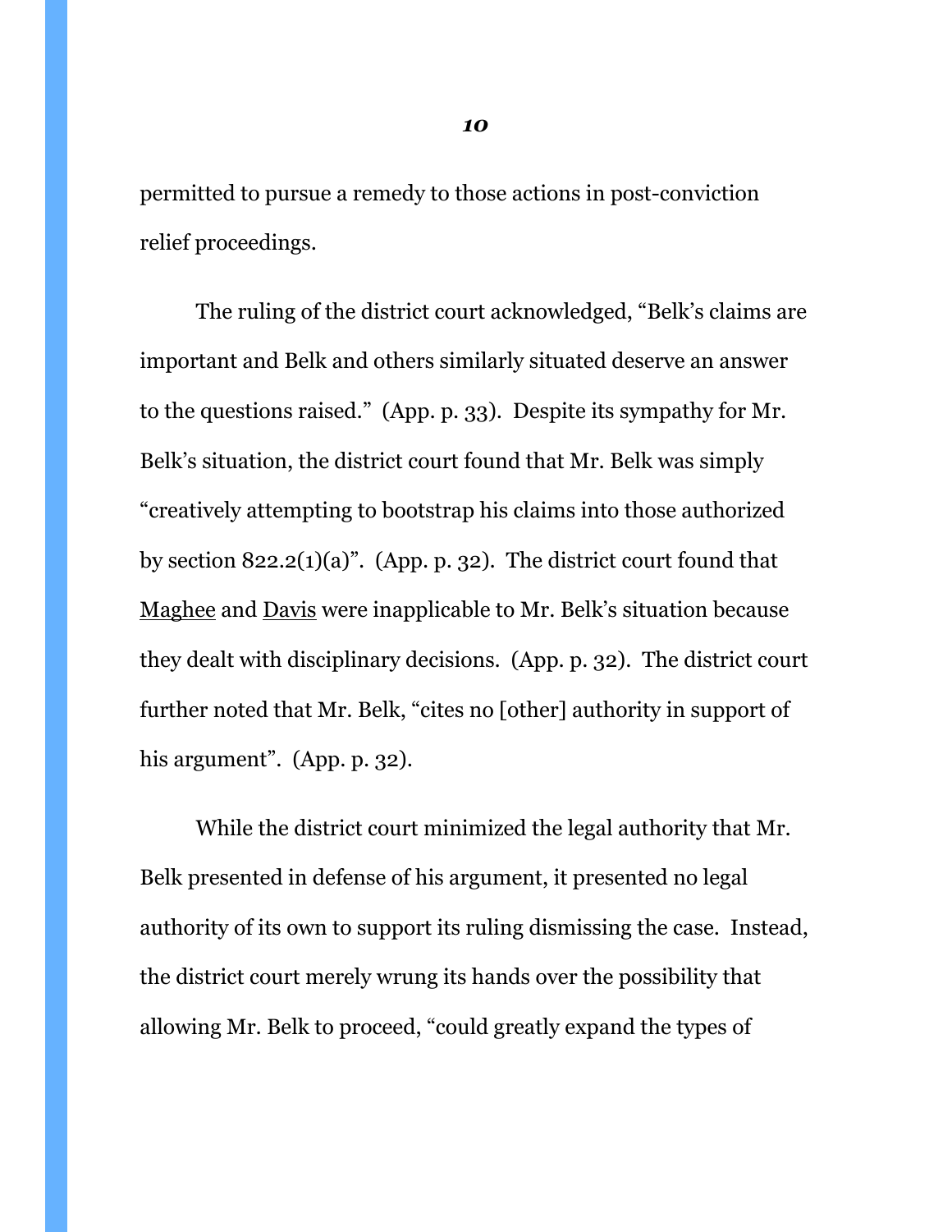permitted to pursue a remedy to those actions in post-conviction relief proceedings.

The ruling of the district court acknowledged, "Belk's claims are important and Belk and others similarly situated deserve an answer to the questions raised." (App. p. 33). Despite its sympathy for Mr. Belk's situation, the district court found that Mr. Belk was simply "creatively attempting to bootstrap his claims into those authorized by section 822.2(1)(a)". (App. p. 32). The district court found that Maghee and Davis were inapplicable to Mr. Belk's situation because they dealt with disciplinary decisions. (App. p. 32). The district court further noted that Mr. Belk, "cites no [other] authority in support of his argument". (App. p. 32).

While the district court minimized the legal authority that Mr. Belk presented in defense of his argument, it presented no legal authority of its own to support its ruling dismissing the case. Instead, the district court merely wrung its hands over the possibility that allowing Mr. Belk to proceed, "could greatly expand the types of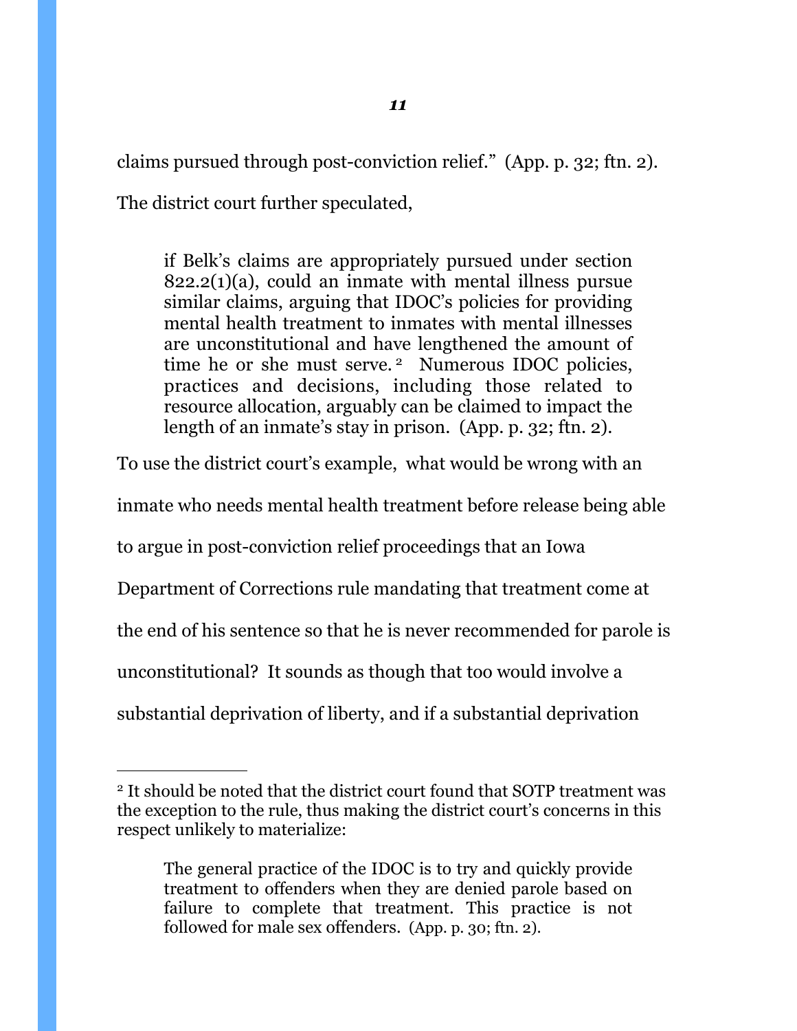claims pursued through post-conviction relief." (App. p. 32; ftn. 2).

The district court further speculated,

> if Belk's claims are appropriately pursued under section 822.2(1)(a), could an inmate with mental illness pursue similar claims, arguing that IDOC's policies for providing mental health treatment to inmates with mental illnesses are unconstitutional and have lengthened the amount of time he or she must serve.[2] Numerous IDOC policies, practices and decisions, including those related to resource allocation, arguably can be claimed to impact the length of an inmate's stay in prison. (App. p. 32; ftn. 2).

To use the district court's example, what would be wrong with an inmate who needs mental health treatment before release being able to argue in post-conviction relief proceedings that an Iowa Department of Corrections rule mandating that treatment come at the end of his sentence so that he is never recommended for parole is unconstitutional? It sounds as though that too would involve a substantial deprivation of liberty, and if a substantial deprivation

---

[2] It should be noted that the district court found that SOTP treatment was the exception to the rule, thus making the district court's concerns in this respect unlikely to materialize:

> The general practice of the IDOC is to try and quickly provide treatment to offenders when they are denied parole based on failure to complete that treatment. This practice is not followed for male sex offenders. (App. p. 30; ftn. 2).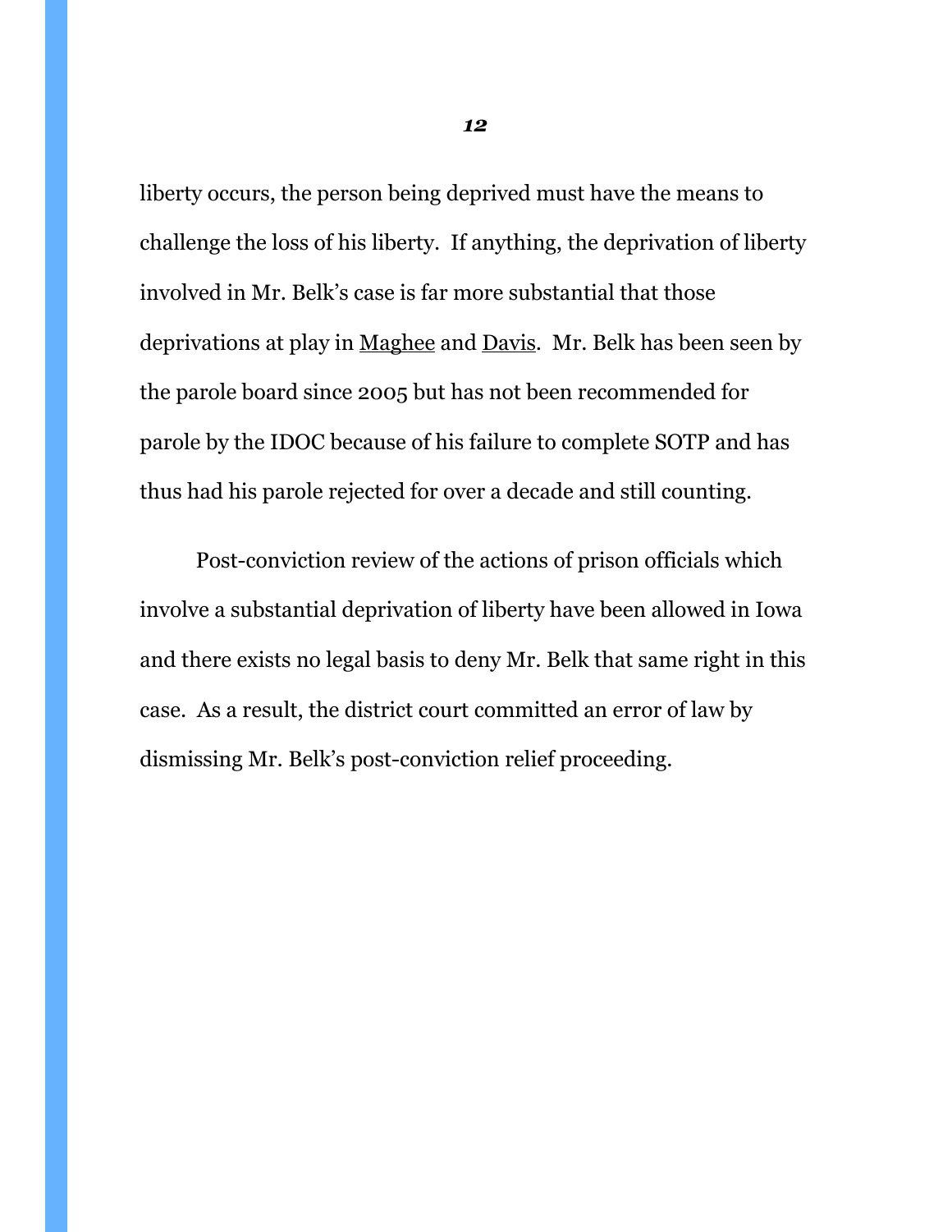liberty occurs, the person being deprived must have the means to challenge the loss of his liberty. If anything, the deprivation of liberty involved in Mr. Belk's case is far more substantial that those deprivations at play in Maghee and Davis. Mr. Belk has been seen by the parole board since 2005 but has not been recommended for parole by the IDOC because of his failure to complete SOTP and has thus had his parole rejected for over a decade and still counting.

Post-conviction review of the actions of prison officials which involve a substantial deprivation of liberty have been allowed in Iowa and there exists no legal basis to deny Mr. Belk that same right in this case. As a result, the district court committed an error of law by dismissing Mr. Belk's post-conviction relief proceeding.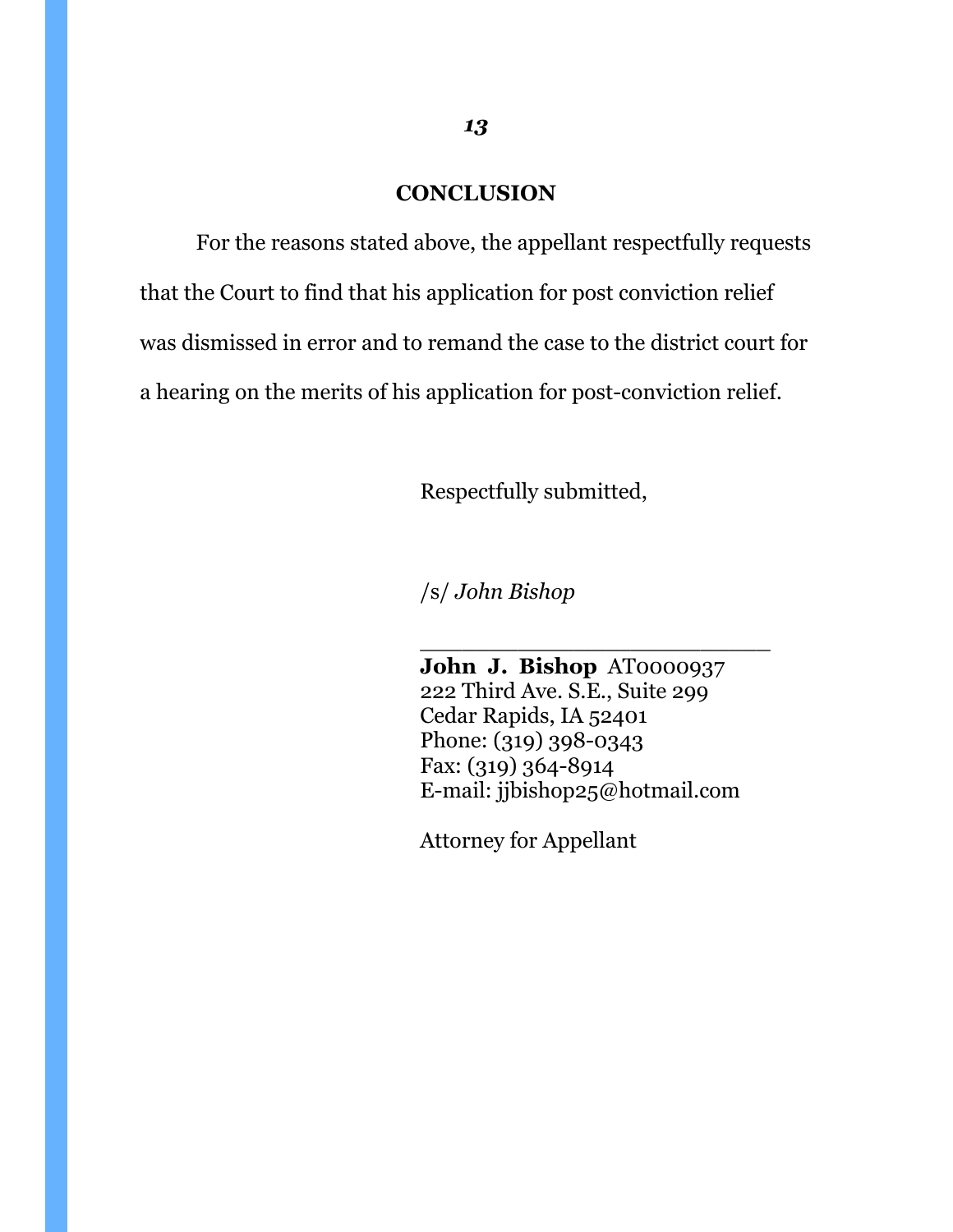## CONCLUSION

For the reasons stated above, the appellant respectfully requests that the Court to find that his application for post conviction relief was dismissed in error and to remand the case to the district court for a hearing on the merits of his application for post-conviction relief.

Respectfully submitted,

/s/ *John Bishop*

\_\_\_\_\_\_\_\_\_\_\_\_\_\_\_\_\_\_\_\_\_\_\_\_\_\_

**John J. Bishop** AT0000937
222 Third Ave. S.E., Suite 299
Cedar Rapids, IA 52401
Phone: (319) 398-0343
Fax: (319) 364-8914
E-mail: jjbishop25@hotmail.com

Attorney for Appellant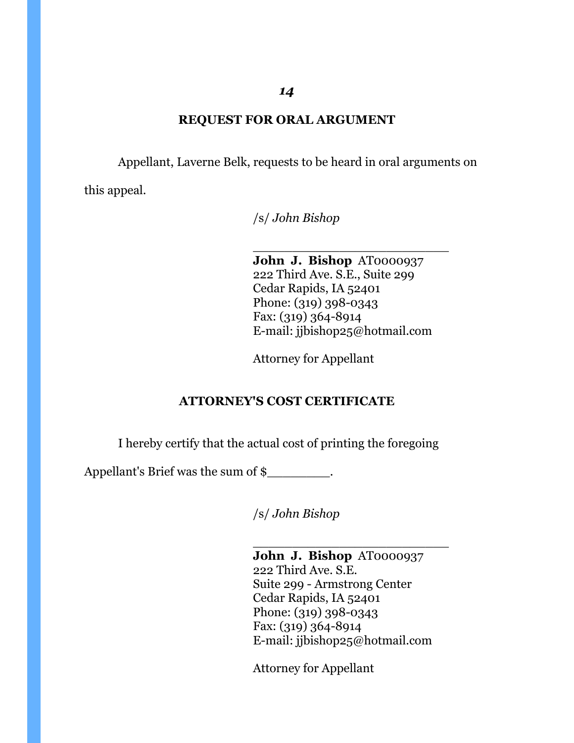## REQUEST FOR ORAL ARGUMENT

Appellant, Laverne Belk, requests to be heard in oral arguments on this appeal.

/s/ *John Bishop*

\_\_\_\_\_\_\_\_\_\_\_\_\_\_\_\_\_\_\_\_\_\_\_\_\_\_
**John J. Bishop** AT0000937
222 Third Ave. S.E., Suite 299
Cedar Rapids, IA 52401
Phone: (319) 398-0343
Fax: (319) 364-8914
E-mail: jjbishop25@hotmail.com

Attorney for Appellant

## ATTORNEY'S COST CERTIFICATE

I hereby certify that the actual cost of printing the foregoing Appellant's Brief was the sum of $\_\_\_\_\_\_\_\_.

/s/ *John Bishop*

\_\_\_\_\_\_\_\_\_\_\_\_\_\_\_\_\_\_\_\_\_\_\_\_\_\_
**John J. Bishop** AT0000937
222 Third Ave. S.E.
Suite 299 - Armstrong Center
Cedar Rapids, IA 52401
Phone: (319) 398-0343
Fax: (319) 364-8914
E-mail: jjbishop25@hotmail.com

Attorney for Appellant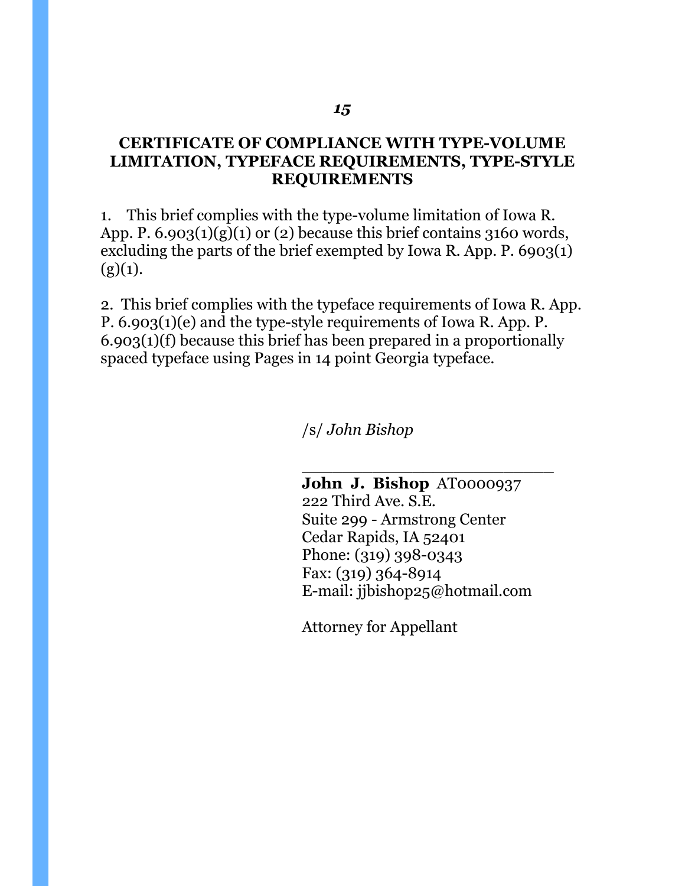## CERTIFICATE OF COMPLIANCE WITH TYPE-VOLUME LIMITATION, TYPEFACE REQUIREMENTS, TYPE-STYLE REQUIREMENTS

1. This brief complies with the type-volume limitation of Iowa R. App. P. 6.903(1)(g)(1) or (2) because this brief contains 3160 words, excluding the parts of the brief exempted by Iowa R. App. P. 6903(1)(g)(1).

2. This brief complies with the typeface requirements of Iowa R. App. P. 6.903(1)(e) and the type-style requirements of Iowa R. App. P. 6.903(1)(f) because this brief has been prepared in a proportionally spaced typeface using Pages in 14 point Georgia typeface.

/s/ *John Bishop*

\_\_\_\_\_\_\_\_\_\_\_\_\_\_\_\_\_\_\_\_\_\_\_\_\_\_\_

**John J. Bishop** AT0000937
222 Third Ave. S.E.
Suite 299 - Armstrong Center
Cedar Rapids, IA 52401
Phone: (319) 398-0343
Fax: (319) 364-8914
E-mail: jjbishop25@hotmail.com

Attorney for Appellant